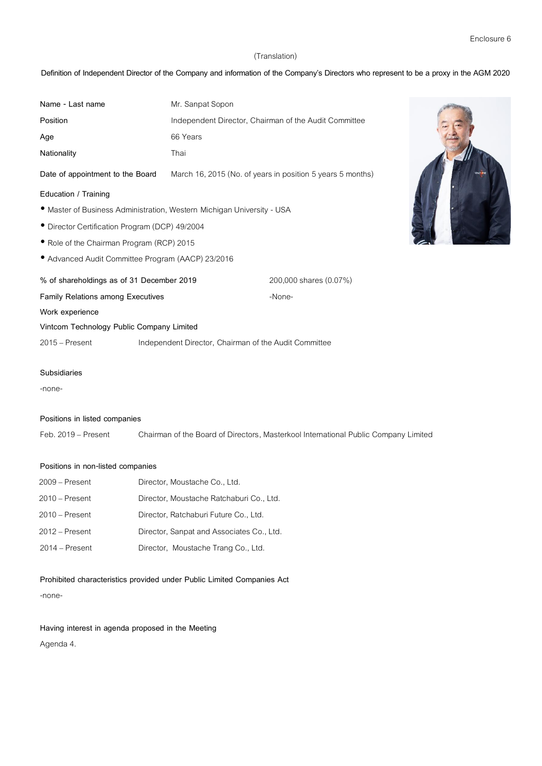Enclosure 6

(Translation)

**Definition of Independent Director of the Company and information of the Company's Directors who represent to be a proxy in the AGM 2020**

| | |
|---|---|
| **Name - Last name** | Mr. Sanpat Sopon |
| **Position** | Independent Director, Chairman of the Audit Committee |
| **Age** | 66 Years |
| **Nationality** | Thai |
| **Date of appointment to the Board** | March 16, 2015 (No. of years in position 5 years 5 months) |

**Education / Training**

- Master of Business Administration, Western Michigan University - USA
- Director Certification Program (DCP) 49/2004
- Role of the Chairman Program (RCP) 2015
- Advanced Audit Committee Program (AACP) 23/2016

| | |
|---|---|
| **% of shareholdings as of 31 December 2019** | 200,000 shares (0.07%) |
| **Family Relations among Executives** | -None- |

**Work experience**

**Vintcom Technology Public Company Limited**

| | |
|---|---|
| 2015 – Present | Independent Director, Chairman of the Audit Committee |

**Subsidiaries**

-none-

**Positions in listed companies**

| | |
|---|---|
| Feb. 2019 – Present | Chairman of the Board of Directors, Masterkool International Public Company Limited |

**Positions in non-listed companies**

| | |
|---|---|
| 2009 – Present | Director, Moustache Co., Ltd. |
| 2010 – Present | Director, Moustache Ratchaburi Co., Ltd. |
| 2010 – Present | Director, Ratchaburi Future Co., Ltd. |
| 2012 – Present | Director, Sanpat and Associates Co., Ltd. |
| 2014 – Present | Director, Moustache Trang Co., Ltd. |

**Prohibited characteristics provided under Public Limited Companies Act**

-none-

**Having interest in agenda proposed in the Meeting**

Agenda 4.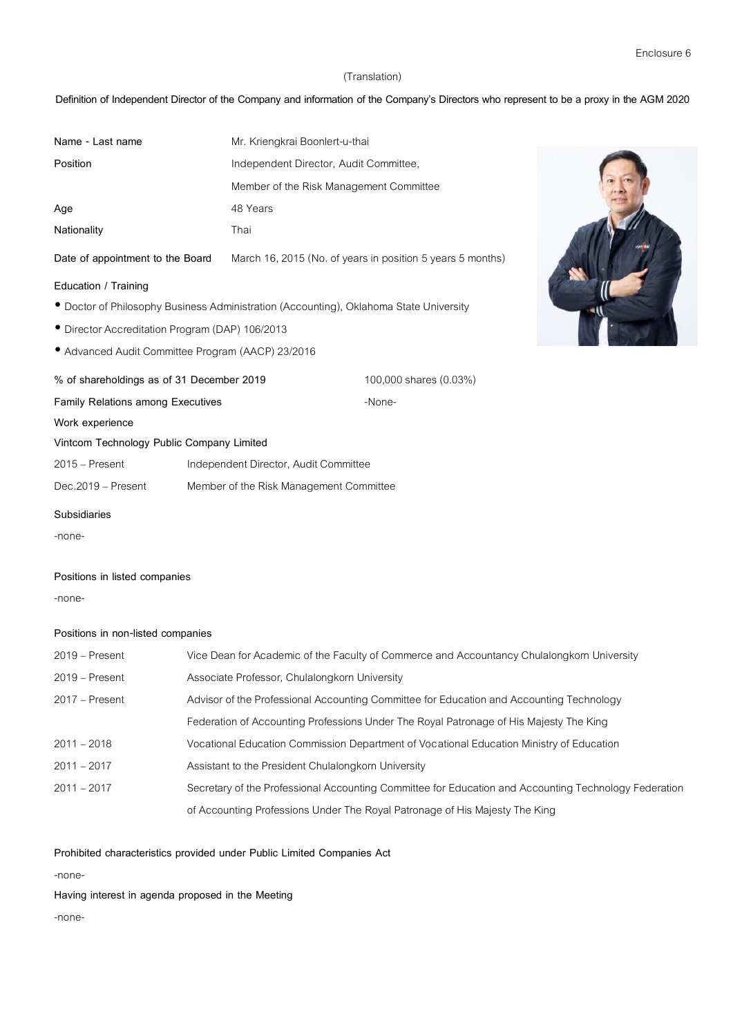Enclosure 6

(Translation)

**Definition of Independent Director of the Company and information of the Company's Directors who represent to be a proxy in the AGM 2020**

| | |
|---|---|
| **Name - Last name** | Mr. Kriengkrai Boonlert-u-thai |
| **Position** | Independent Director, Audit Committee, Member of the Risk Management Committee |
| **Age** | 48 Years |
| **Nationality** | Thai |
| **Date of appointment to the Board** | March 16, 2015 (No. of years in position 5 years 5 months) |

**Education / Training**

- Doctor of Philosophy Business Administration (Accounting), Oklahoma State University
- Director Accreditation Program (DAP) 106/2013
- Advanced Audit Committee Program (AACP) 23/2016

| | |
|---|---|
| **% of shareholdings as of 31 December 2019** | 100,000 shares (0.03%) |
| **Family Relations among Executives** | -None- |

**Work experience**

**Vintcom Technology Public Company Limited**

| | |
|---|---|
| 2015 – Present | Independent Director, Audit Committee |
| Dec.2019 – Present | Member of the Risk Management Committee |

**Subsidiaries**

-none-

**Positions in listed companies**

-none-

**Positions in non-listed companies**

| | |
|---|---|
| 2019 – Present | Vice Dean for Academic of the Faculty of Commerce and Accountancy Chulalongkorn University |
| 2019 – Present | Associate Professor, Chulalongkorn University |
| 2017 – Present | Advisor of the Professional Accounting Committee for Education and Accounting Technology Federation of Accounting Professions Under The Royal Patronage of His Majesty The King |
| 2011 – 2018 | Vocational Education Commission Department of Vocational Education Ministry of Education |
| 2011 – 2017 | Assistant to the President Chulalongkorn University |
| 2011 – 2017 | Secretary of the Professional Accounting Committee for Education and Accounting Technology Federation of Accounting Professions Under The Royal Patronage of His Majesty The King |

**Prohibited characteristics provided under Public Limited Companies Act**

-none-

**Having interest in agenda proposed in the Meeting**

-none-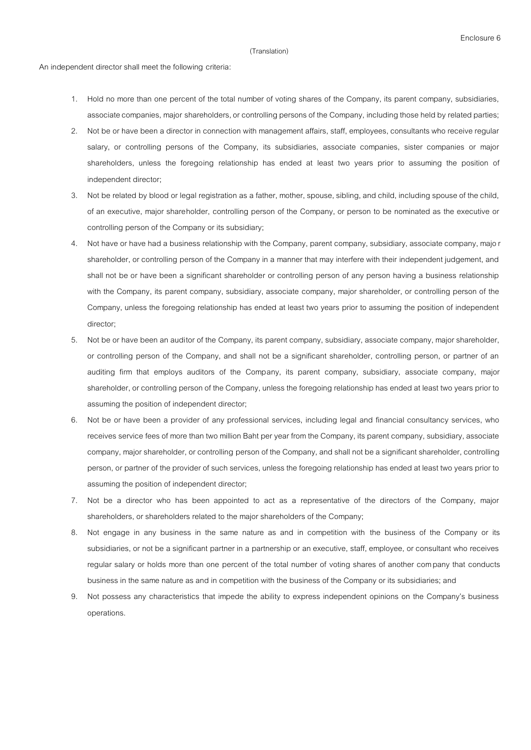Enclosure 6

(Translation)

An independent director shall meet the following criteria:

1. Hold no more than one percent of the total number of voting shares of the Company, its parent company, subsidiaries, associate companies, major shareholders, or controlling persons of the Company, including those held by related parties;
2. Not be or have been a director in connection with management affairs, staff, employees, consultants who receive regular salary, or controlling persons of the Company, its subsidiaries, associate companies, sister companies or major shareholders, unless the foregoing relationship has ended at least two years prior to assuming the position of independent director;
3. Not be related by blood or legal registration as a father, mother, spouse, sibling, and child, including spouse of the child, of an executive, major shareholder, controlling person of the Company, or person to be nominated as the executive or controlling person of the Company or its subsidiary;
4. Not have or have had a business relationship with the Company, parent company, subsidiary, associate company, major shareholder, or controlling person of the Company in a manner that may interfere with their independent judgement, and shall not be or have been a significant shareholder or controlling person of any person having a business relationship with the Company, its parent company, subsidiary, associate company, major shareholder, or controlling person of the Company, unless the foregoing relationship has ended at least two years prior to assuming the position of independent director;
5. Not be or have been an auditor of the Company, its parent company, subsidiary, associate company, major shareholder, or controlling person of the Company, and shall not be a significant shareholder, controlling person, or partner of an auditing firm that employs auditors of the Company, its parent company, subsidiary, associate company, major shareholder, or controlling person of the Company, unless the foregoing relationship has ended at least two years prior to assuming the position of independent director;
6. Not be or have been a provider of any professional services, including legal and financial consultancy services, who receives service fees of more than two million Baht per year from the Company, its parent company, subsidiary, associate company, major shareholder, or controlling person of the Company, and shall not be a significant shareholder, controlling person, or partner of the provider of such services, unless the foregoing relationship has ended at least two years prior to assuming the position of independent director;
7. Not be a director who has been appointed to act as a representative of the directors of the Company, major shareholders, or shareholders related to the major shareholders of the Company;
8. Not engage in any business in the same nature as and in competition with the business of the Company or its subsidiaries, or not be a significant partner in a partnership or an executive, staff, employee, or consultant who receives regular salary or holds more than one percent of the total number of voting shares of another company that conducts business in the same nature as and in competition with the business of the Company or its subsidiaries; and
9. Not possess any characteristics that impede the ability to express independent opinions on the Company's business operations.